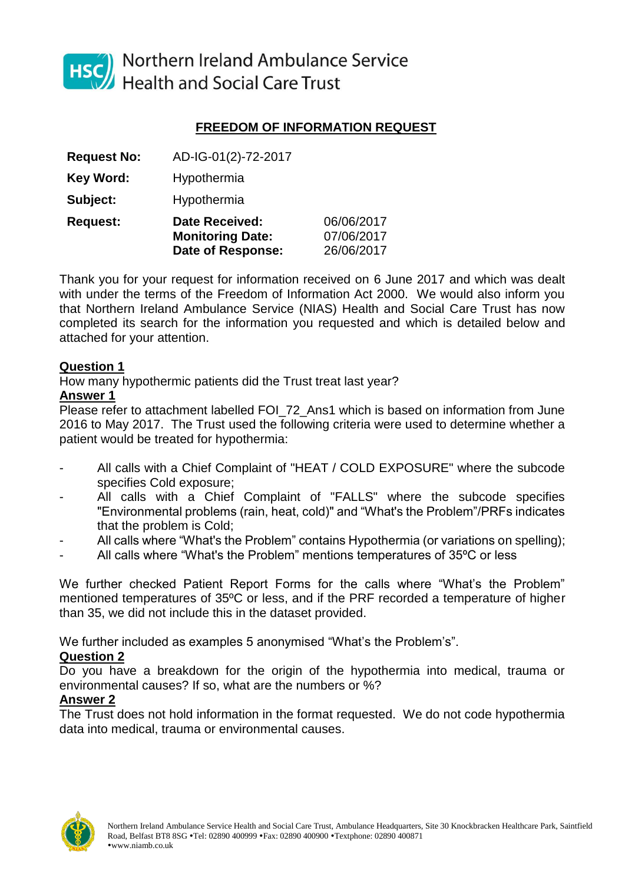Northern Ireland Ambulance Service
Health and Social Care Trust

## FREEDOM OF INFORMATION REQUEST

| | | |
|---|---|---|
| **Request No:** | AD-IG-01(2)-72-2017 | |
| **Key Word:** | Hypothermia | |
| **Subject:** | Hypothermia | |
| **Request:** | **Date Received:** | 06/06/2017 |
| | **Monitoring Date:** | 07/06/2017 |
| | **Date of Response:** | 26/06/2017 |

Thank you for your request for information received on 6 June 2017 and which was dealt with under the terms of the Freedom of Information Act 2000. We would also inform you that Northern Ireland Ambulance Service (NIAS) Health and Social Care Trust has now completed its search for the information you requested and which is detailed below and attached for your attention.

**Question 1**

How many hypothermic patients did the Trust treat last year?

**Answer 1**

Please refer to attachment labelled FOI_72_Ans1 which is based on information from June 2016 to May 2017. The Trust used the following criteria were used to determine whether a patient would be treated for hypothermia:

- All calls with a Chief Complaint of "HEAT / COLD EXPOSURE" where the subcode specifies Cold exposure;
- All calls with a Chief Complaint of "FALLS" where the subcode specifies "Environmental problems (rain, heat, cold)" and "What's the Problem"/PRFs indicates that the problem is Cold;
- All calls where "What's the Problem" contains Hypothermia (or variations on spelling);
- All calls where "What's the Problem" mentions temperatures of 35ºC or less

We further checked Patient Report Forms for the calls where "What's the Problem" mentioned temperatures of 35ºC or less, and if the PRF recorded a temperature of higher than 35, we did not include this in the dataset provided.

We further included as examples 5 anonymised "What's the Problem's".

**Question 2**

Do you have a breakdown for the origin of the hypothermia into medical, trauma or environmental causes? If so, what are the numbers or %?

**Answer 2**

The Trust does not hold information in the format requested. We do not code hypothermia data into medical, trauma or environmental causes.

Northern Ireland Ambulance Service Health and Social Care Trust, Ambulance Headquarters, Site 30 Knockbracken Healthcare Park, Saintfield Road, Belfast BT8 8SG •Tel: 02890 400999 •Fax: 02890 400900 •Textphone: 02890 400871 •www.niamb.co.uk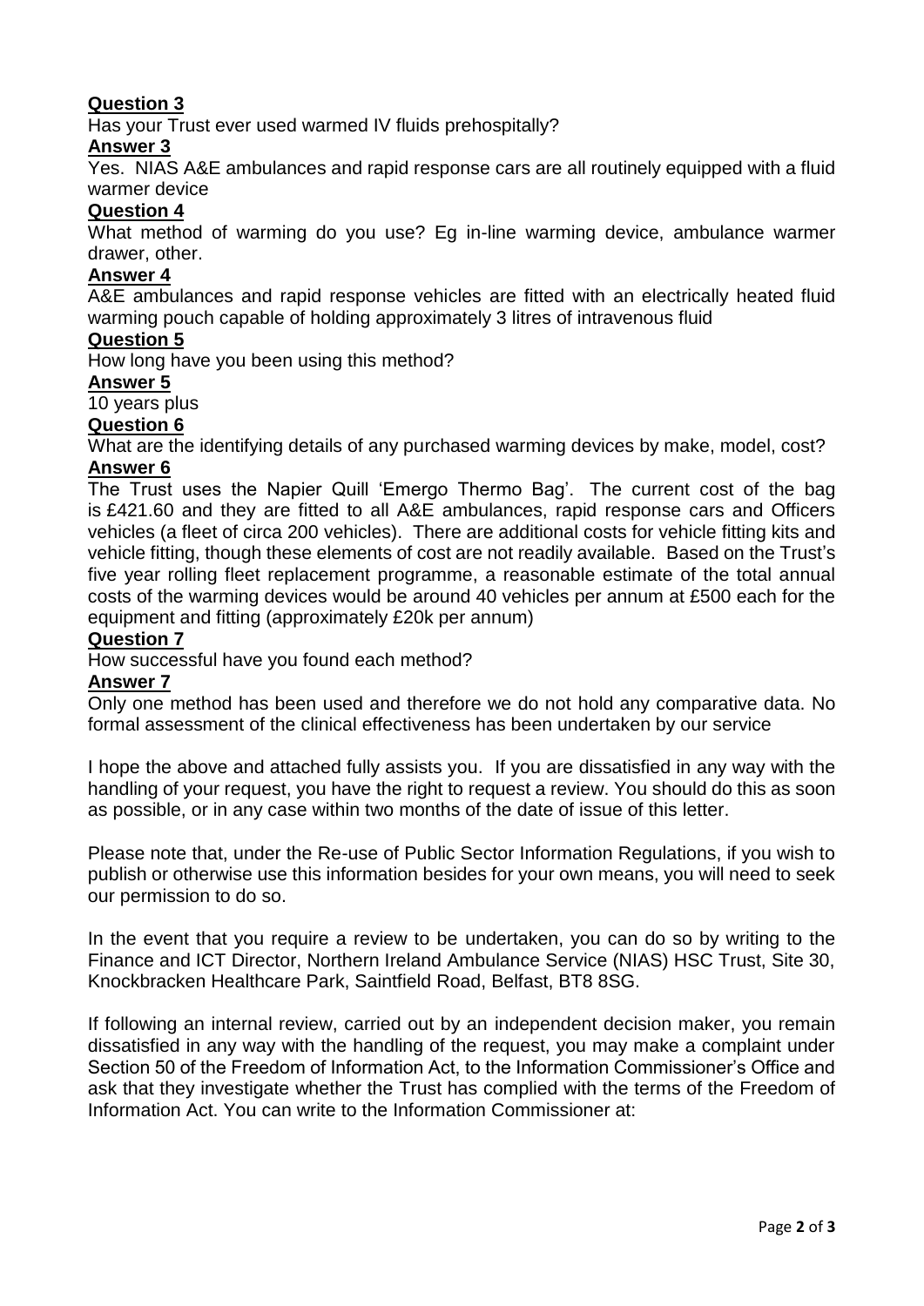**Question 3**

Has your Trust ever used warmed IV fluids prehospitally?

**Answer 3**

Yes. NIAS A&E ambulances and rapid response cars are all routinely equipped with a fluid warmer device

**Question 4**

What method of warming do you use? Eg in-line warming device, ambulance warmer drawer, other.

**Answer 4**

A&E ambulances and rapid response vehicles are fitted with an electrically heated fluid warming pouch capable of holding approximately 3 litres of intravenous fluid

**Question 5**

How long have you been using this method?

**Answer 5**

10 years plus

**Question 6**

What are the identifying details of any purchased warming devices by make, model, cost?

**Answer 6**

The Trust uses the Napier Quill 'Emergo Thermo Bag'. The current cost of the bag is £421.60 and they are fitted to all A&E ambulances, rapid response cars and Officers vehicles (a fleet of circa 200 vehicles). There are additional costs for vehicle fitting kits and vehicle fitting, though these elements of cost are not readily available. Based on the Trust's five year rolling fleet replacement programme, a reasonable estimate of the total annual costs of the warming devices would be around 40 vehicles per annum at £500 each for the equipment and fitting (approximately £20k per annum)

**Question 7**

How successful have you found each method?

**Answer 7**

Only one method has been used and therefore we do not hold any comparative data. No formal assessment of the clinical effectiveness has been undertaken by our service

I hope the above and attached fully assists you. If you are dissatisfied in any way with the handling of your request, you have the right to request a review. You should do this as soon as possible, or in any case within two months of the date of issue of this letter.

Please note that, under the Re-use of Public Sector Information Regulations, if you wish to publish or otherwise use this information besides for your own means, you will need to seek our permission to do so.

In the event that you require a review to be undertaken, you can do so by writing to the Finance and ICT Director, Northern Ireland Ambulance Service (NIAS) HSC Trust, Site 30, Knockbracken Healthcare Park, Saintfield Road, Belfast, BT8 8SG.

If following an internal review, carried out by an independent decision maker, you remain dissatisfied in any way with the handling of the request, you may make a complaint under Section 50 of the Freedom of Information Act, to the Information Commissioner's Office and ask that they investigate whether the Trust has complied with the terms of the Freedom of Information Act. You can write to the Information Commissioner at: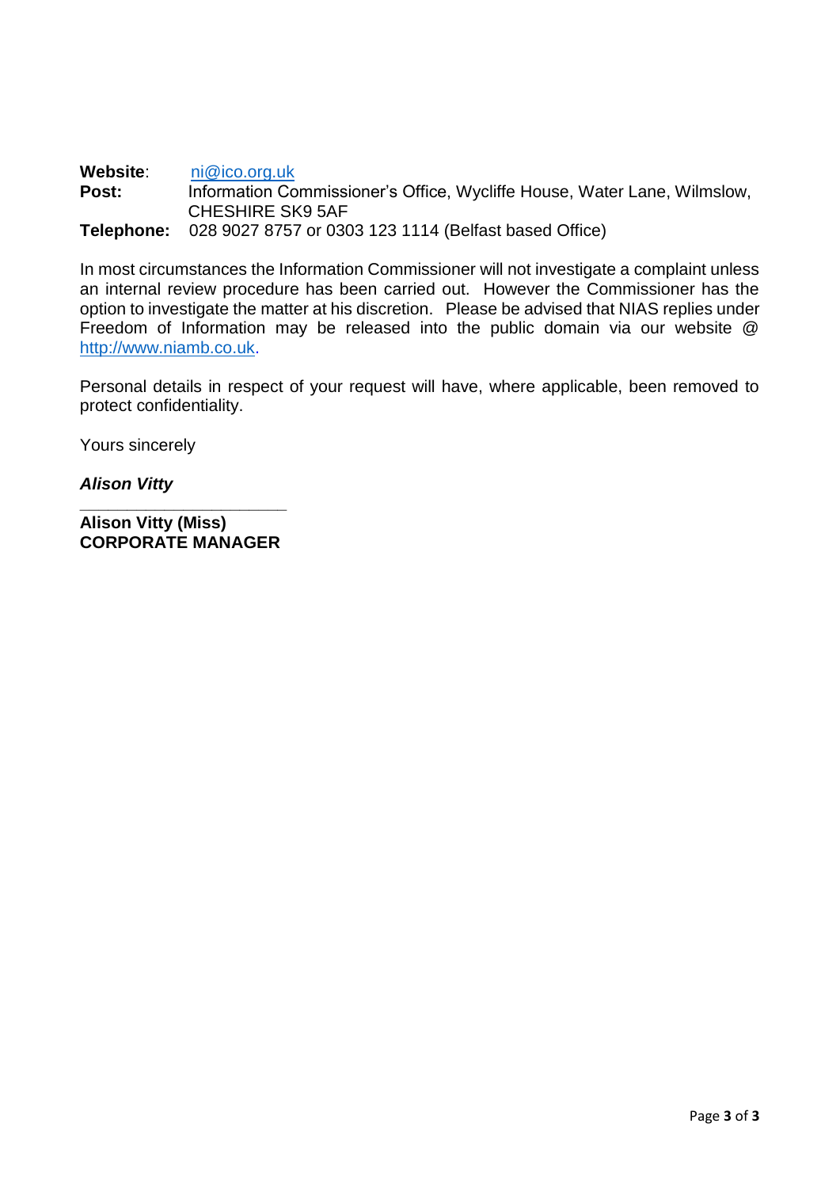**Website**: ni@ico.org.uk
**Post:** Information Commissioner's Office, Wycliffe House, Water Lane, Wilmslow, CHESHIRE SK9 5AF
**Telephone:** 028 9027 8757 or 0303 123 1114 (Belfast based Office)

In most circumstances the Information Commissioner will not investigate a complaint unless an internal review procedure has been carried out. However the Commissioner has the option to investigate the matter at his discretion. Please be advised that NIAS replies under Freedom of Information may be released into the public domain via our website @ http://www.niamb.co.uk.

Personal details in respect of your request will have, where applicable, been removed to protect confidentiality.

Yours sincerely

***Alison Vitty***

______________________

**Alison Vitty (Miss)**
**CORPORATE MANAGER**